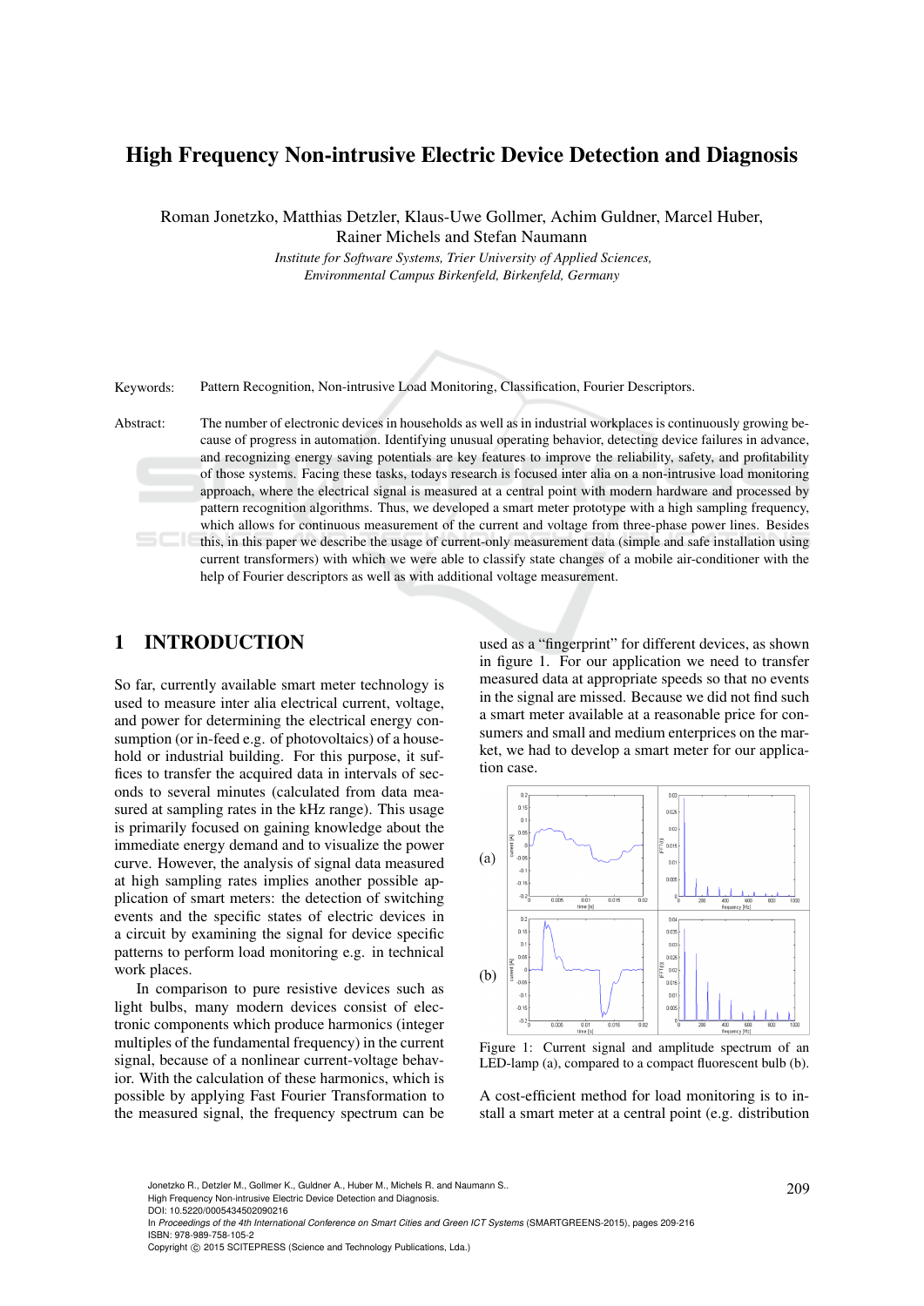# High Frequency Non-intrusive Electric Device Detection and Diagnosis

Roman Jonetzko, Matthias Detzler, Klaus-Uwe Gollmer, Achim Guldner, Marcel Huber, Rainer Michels and Stefan Naumann

*Institute for Software Systems, Trier University of Applied Sciences, Environmental Campus Birkenfeld, Birkenfeld, Germany*

Keywords: Pattern Recognition, Non-intrusive Load Monitoring, Classification, Fourier Descriptors.

Abstract: The number of electronic devices in households as well as in industrial workplaces is continuously growing because of progress in automation. Identifying unusual operating behavior, detecting device failures in advance, and recognizing energy saving potentials are key features to improve the reliability, safety, and profitability of those systems. Facing these tasks, todays research is focused inter alia on a non-intrusive load monitoring approach, where the electrical signal is measured at a central point with modern hardware and processed by pattern recognition algorithms. Thus, we developed a smart meter prototype with a high sampling frequency, which allows for continuous measurement of the current and voltage from three-phase power lines. Besides this, in this paper we describe the usage of current-only measurement data (simple and safe installation using current transformers) with which we were able to classify state changes of a mobile air-conditioner with the help of Fourier descriptors as well as with additional voltage measurement.

## 1 INTRODUCTION

So far, currently available smart meter technology is used to measure inter alia electrical current, voltage, and power for determining the electrical energy consumption (or in-feed e.g. of photovoltaics) of a household or industrial building. For this purpose, it suffices to transfer the acquired data in intervals of seconds to several minutes (calculated from data measured at sampling rates in the kHz range). This usage is primarily focused on gaining knowledge about the immediate energy demand and to visualize the power curve. However, the analysis of signal data measured at high sampling rates implies another possible application of smart meters: the detection of switching events and the specific states of electric devices in a circuit by examining the signal for device specific patterns to perform load monitoring e.g. in technical work places.

In comparison to pure resistive devices such as light bulbs, many modern devices consist of electronic components which produce harmonics (integer multiples of the fundamental frequency) in the current signal, because of a nonlinear current-voltage behavior. With the calculation of these harmonics, which is possible by applying Fast Fourier Transformation to the measured signal, the frequency spectrum can be used as a "fingerprint" for different devices, as shown in figure 1. For our application we need to transfer measured data at appropriate speeds so that no events in the signal are missed. Because we did not find such a smart meter available at a reasonable price for consumers and small and medium enterprises on the market, we had to develop a smart meter for our application case.

Figure 1: Current signal and amplitude spectrum of an LED-lamp (a), compared to a compact fluorescent bulb (b).

A cost-efficient method for load monitoring is to install a smart meter at a central point (e.g. distribution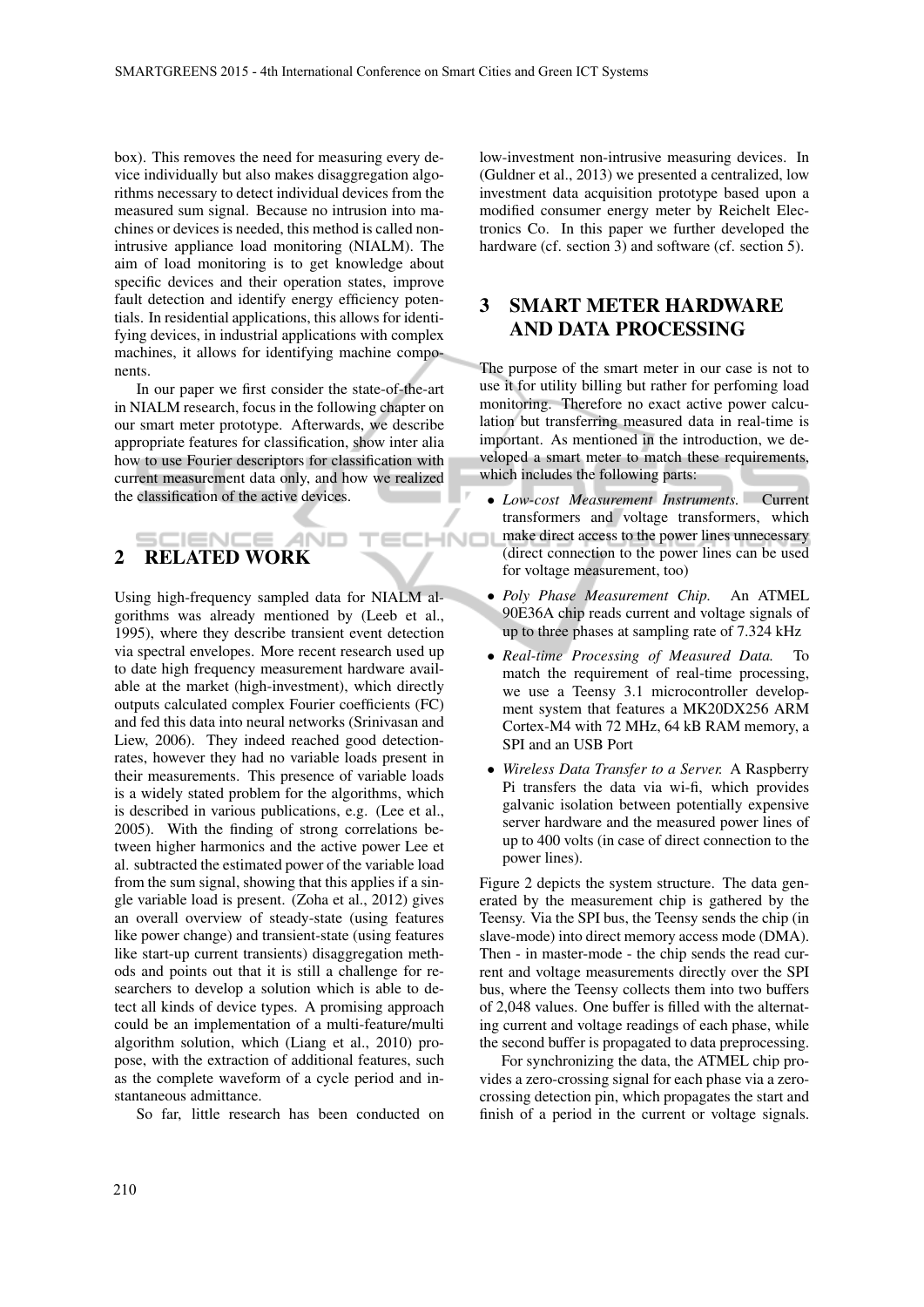box). This removes the need for measuring every device individually but also makes disaggregation algorithms necessary to detect individual devices from the measured sum signal. Because no intrusion into machines or devices is needed, this method is called non-intrusive appliance load monitoring (NIALM). The aim of load monitoring is to get knowledge about specific devices and their operation states, improve fault detection and identify energy efficiency potentials. In residential applications, this allows for identifying devices, in industrial applications with complex machines, it allows for identifying machine components.

In our paper we first consider the state-of-the-art in NIALM research, focus in the following chapter on our smart meter prototype. Afterwards, we describe appropriate features for classification, show inter alia how to use Fourier descriptors for classification with current measurement data only, and how we realized the classification of the active devices.

## 2 RELATED WORK

Using high-frequency sampled data for NIALM algorithms was already mentioned by (Leeb et al., 1995), where they describe transient event detection via spectral envelopes. More recent research used up to date high frequency measurement hardware available at the market (high-investment), which directly outputs calculated complex Fourier coefficients (FC) and fed this data into neural networks (Srinivasan and Liew, 2006). They indeed reached good detection-rates, however they had no variable loads present in their measurements. This presence of variable loads is a widely stated problem for the algorithms, which is described in various publications, e.g. (Lee et al., 2005). With the finding of strong correlations between higher harmonics and the active power Lee et al. subtracted the estimated power of the variable load from the sum signal, showing that this applies if a single variable load is present. (Zoha et al., 2012) gives an overall overview of steady-state (using features like power change) and transient-state (using features like start-up current transients) disaggregation methods and points out that it is still a challenge for researchers to develop a solution which is able to detect all kinds of device types. A promising approach could be an implementation of a multi-feature/multi algorithm solution, which (Liang et al., 2010) propose, with the extraction of additional features, such as the complete waveform of a cycle period and instantaneous admittance.

So far, little research has been conducted on low-investment non-intrusive measuring devices. In (Guldner et al., 2013) we presented a centralized, low investment data acquisition prototype based upon a modified consumer energy meter by Reichelt Electronics Co. In this paper we further developed the hardware (cf. section 3) and software (cf. section 5).

## 3 SMART METER HARDWARE AND DATA PROCESSING

The purpose of the smart meter in our case is not to use it for utility billing but rather for perfoming load monitoring. Therefore no exact active power calculation but transferring measured data in real-time is important. As mentioned in the introduction, we developed a smart meter to match these requirements, which includes the following parts:

- *Low-cost Measurement Instruments.* Current transformers and voltage transformers, which make direct access to the power lines unnecessary (direct connection to the power lines can be used for voltage measurement, too)
- *Poly Phase Measurement Chip.* An ATMEL 90E36A chip reads current and voltage signals of up to three phases at sampling rate of 7.324 kHz
- *Real-time Processing of Measured Data.* To match the requirement of real-time processing, we use a Teensy 3.1 microcontroller development system that features a MK20DX256 ARM Cortex-M4 with 72 MHz, 64 kB RAM memory, a SPI and an USB Port
- *Wireless Data Transfer to a Server.* A Raspberry Pi transfers the data via wi-fi, which provides galvanic isolation between potentially expensive server hardware and the measured power lines of up to 400 volts (in case of direct connection to the power lines).

Figure 2 depicts the system structure. The data generated by the measurement chip is gathered by the Teensy. Via the SPI bus, the Teensy sends the chip (in slave-mode) into direct memory access mode (DMA). Then - in master-mode - the chip sends the read current and voltage measurements directly over the SPI bus, where the Teensy collects them into two buffers of 2,048 values. One buffer is filled with the alternating current and voltage readings of each phase, while the second buffer is propagated to data preprocessing.

For synchronizing the data, the ATMEL chip provides a zero-crossing signal for each phase via a zero-crossing detection pin, which propagates the start and finish of a period in the current or voltage signals.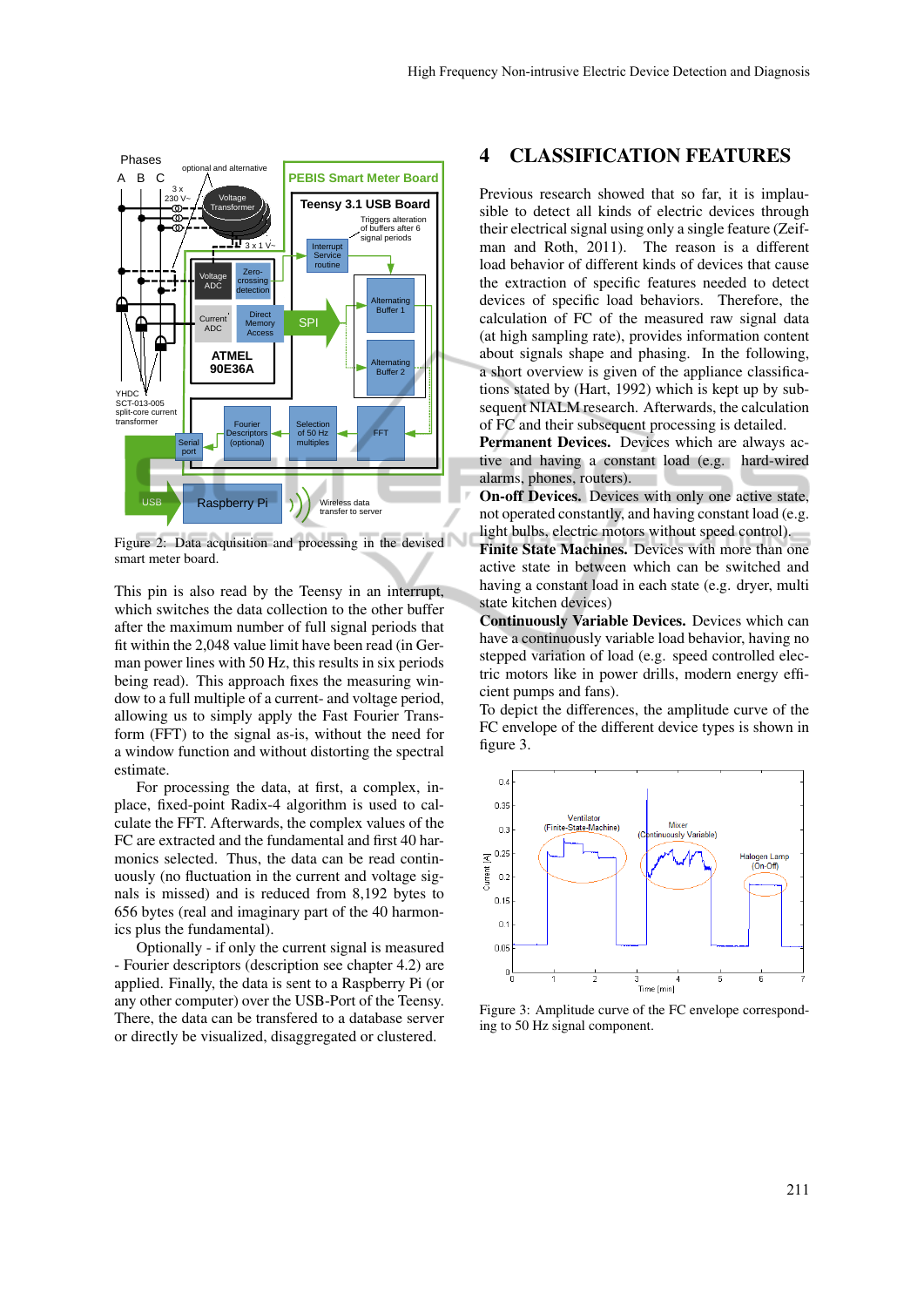Figure 2: Data acquisition and processing in the devised smart meter board.

This pin is also read by the Teensy in an interrupt, which switches the data collection to the other buffer after the maximum number of full signal periods that fit within the 2,048 value limit have been read (in German power lines with 50 Hz, this results in six periods being read). This approach fixes the measuring window to a full multiple of a current- and voltage period, allowing us to simply apply the Fast Fourier Transform (FFT) to the signal as-is, without the need for a window function and without distorting the spectral estimate.

For processing the data, at first, a complex, in-place, fixed-point Radix-4 algorithm is used to calculate the FFT. Afterwards, the complex values of the FC are extracted and the fundamental and first 40 harmonics selected. Thus, the data can be read continuously (no fluctuation in the current and voltage signals is missed) and is reduced from 8,192 bytes to 656 bytes (real and imaginary part of the 40 harmonics plus the fundamental).

Optionally - if only the current signal is measured - Fourier descriptors (description see chapter 4.2) are applied. Finally, the data is sent to a Raspberry Pi (or any other computer) over the USB-Port of the Teensy. There, the data can be transfered to a database server or directly be visualized, disaggregated or clustered.

# 4 CLASSIFICATION FEATURES

Previous research showed that so far, it is implausible to detect all kinds of electric devices through their electrical signal using only a single feature (Zeifman and Roth, 2011). The reason is a different load behavior of different kinds of devices that cause the extraction of specific features needed to detect devices of specific load behaviors. Therefore, the calculation of FC of the measured raw signal data (at high sampling rate), provides information content about signals shape and phasing. In the following, a short overview is given of the appliance classifications stated by (Hart, 1992) which is kept up by subsequent NIALM research. Afterwards, the calculation of FC and their subsequent processing is detailed.

**Permanent Devices.** Devices which are always active and having a constant load (e.g. hard-wired alarms, phones, routers).

**On-off Devices.** Devices with only one active state, not operated constantly, and having constant load (e.g. light bulbs, electric motors without speed control).

**Finite State Machines.** Devices with more than one active state in between which can be switched and having a constant load in each state (e.g. dryer, multi state kitchen devices)

**Continuously Variable Devices.** Devices which can have a continuously variable load behavior, having no stepped variation of load (e.g. speed controlled electric motors like in power drills, modern energy efficient pumps and fans).

To depict the differences, the amplitude curve of the FC envelope of the different device types is shown in figure 3.

Figure 3: Amplitude curve of the FC envelope corresponding to 50 Hz signal component.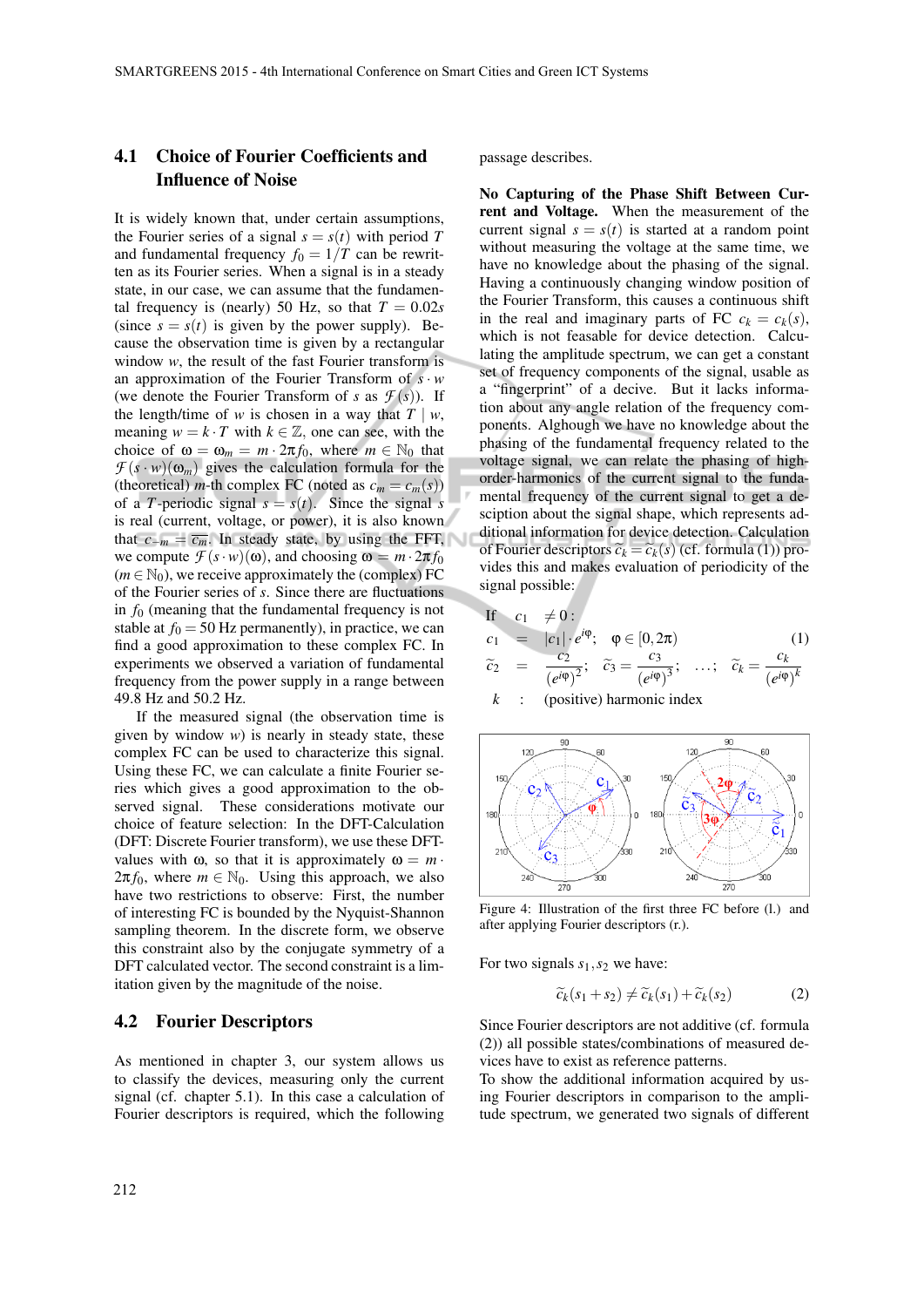### 4.1 Choice of Fourier Coefficients and Influence of Noise

It is widely known that, under certain assumptions, the Fourier series of a signal $s = s(t)$ with period $T$ and fundamental frequency $f_0 = 1/T$ can be rewritten as its Fourier series. When a signal is in a steady state, in our case, we can assume that the fundamental frequency is (nearly) 50 Hz, so that $T = 0.02s$ (since $s = s(t)$ is given by the power supply). Because the observation time is given by a rectangular window $w$, the result of the fast Fourier transform is an approximation of the Fourier Transform of $s \cdot w$ (we denote the Fourier Transform of $s$ as $\mathcal{F}(s)$). If the length/time of $w$ is chosen in a way that $T \mid w$, meaning $w = k \cdot T$ with $k \in \mathbb{Z}$, one can see, with the choice of $\omega = \omega_m = m \cdot 2\pi f_0$, where $m \in \mathbb{N}_0$ that $\mathcal{F}(s \cdot w)(\omega_m)$ gives the calculation formula for the (theoretical) $m$-th complex FC (noted as $c_m = c_m(s)$) of a $T$-periodic signal $s = s(t)$. Since the signal $s$ is real (current, voltage, or power), it is also known that $c_{-m} = \overline{c_m}$. In steady state, by using the FFT, we compute $\mathcal{F}(s \cdot w)(\omega)$, and choosing $\omega = m \cdot 2\pi f_0$ ($m \in \mathbb{N}_0$), we receive approximately the (complex) FC of the Fourier series of $s$. Since there are fluctuations in $f_0$ (meaning that the fundamental frequency is not stable at $f_0 = 50$ Hz permanently), in practice, we can find a good approximation to these complex FC. In experiments we observed a variation of fundamental frequency from the power supply in a range between 49.8 Hz and 50.2 Hz.

If the measured signal (the observation time is given by window $w$) is nearly in steady state, these complex FC can be used to characterize this signal. Using these FC, we can calculate a finite Fourier series which gives a good approximation to the observed signal. These considerations motivate our choice of feature selection: In the DFT-Calculation (DFT: Discrete Fourier transform), we use these DFT-values with $\omega$, so that it is approximately $\omega = m \cdot 2\pi f_0$, where $m \in \mathbb{N}_0$. Using this approach, we also have two restrictions to observe: First, the number of interesting FC is bounded by the Nyquist-Shannon sampling theorem. In the discrete form, we observe this constraint also by the conjugate symmetry of a DFT calculated vector. The second constraint is a limitation given by the magnitude of the noise.

### 4.2 Fourier Descriptors

As mentioned in chapter 3, our system allows us to classify the devices, measuring only the current signal (cf. chapter 5.1). In this case a calculation of Fourier descriptors is required, which the following passage describes.

**No Capturing of the Phase Shift Between Current and Voltage.** When the measurement of the current signal $s = s(t)$ is started at a random point without measuring the voltage at the same time, we have no knowledge about the phasing of the signal. Having a continuously changing window position of the Fourier Transform, this causes a continuous shift in the real and imaginary parts of FC $c_k = c_k(s)$, which is not feasable for device detection. Calculating the amplitude spectrum, we can get a constant set of frequency components of the signal, usable as a "fingerprint" of a decive. But it lacks information about any angle relation of the frequency components. Alghough we have no knowledge about the phasing of the fundamental frequency related to the voltage signal, we can relate the phasing of high-order-harmonics of the current signal to the fundamental frequency of the current signal to get a description about the signal shape, which represents additional information for device detection. Calculation of Fourier descriptors $\tilde{c}_k = \tilde{c}_k(s)$ (cf. formula (1)) provides this and makes evaluation of periodicity of the signal possible:

$$
\begin{aligned}
\text{If} \quad c_1 &\neq 0: \\
c_1 &= |c_1| \cdot e^{i\varphi}; \quad \varphi \in [0, 2\pi) \qquad (1) \\
\tilde{c}_2 &= \frac{c_2}{(e^{i\varphi})^2}; \quad \tilde{c}_3 = \frac{c_3}{(e^{i\varphi})^3}; \quad \ldots; \quad \tilde{c}_k = \frac{c_k}{(e^{i\varphi})^k} \\
k &: \text{(positive) harmonic index}
\end{aligned}
$$

Figure 4: Illustration of the first three FC before (l.) and after applying Fourier descriptors (r.).

For two signals $s_1, s_2$ we have:

$$\tilde{c}_k(s_1 + s_2) \neq \tilde{c}_k(s_1) + \tilde{c}_k(s_2) \qquad (2)$$

Since Fourier descriptors are not additive (cf. formula (2)) all possible states/combinations of measured devices have to exist as reference patterns.

To show the additional information acquired by using Fourier descriptors in comparison to the amplitude spectrum, we generated two signals of different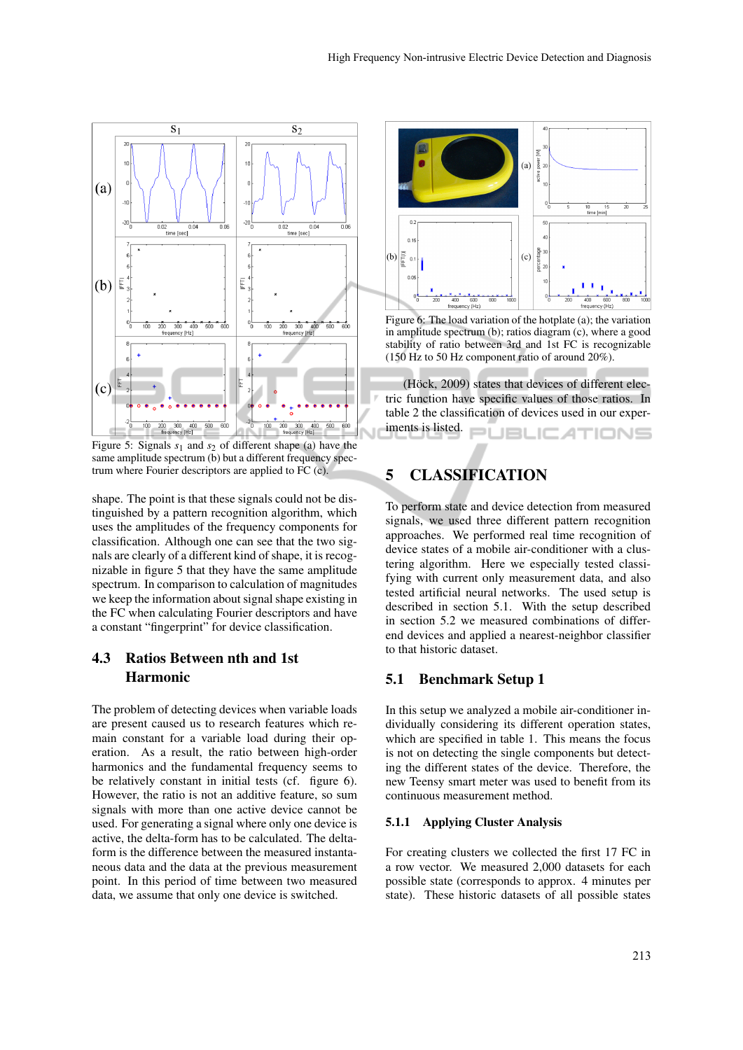Figure 5: Signals $s_1$ and $s_2$ of different shape (a) have the same amplitude spectrum (b) but a different frequency spectrum where Fourier descriptors are applied to FC (c).

shape. The point is that these signals could not be distinguished by a pattern recognition algorithm, which uses the amplitudes of the frequency components for classification. Although one can see that the two signals are clearly of a different kind of shape, it is recognizable in figure 5 that they have the same amplitude spectrum. In comparison to calculation of magnitudes we keep the information about signal shape existing in the FC when calculating Fourier descriptors and have a constant "fingerprint" for device classification.

### 4.3 Ratios Between nth and 1st Harmonic

The problem of detecting devices when variable loads are present caused us to research features which remain constant for a variable load during their operation. As a result, the ratio between high-order harmonics and the fundamental frequency seems to be relatively constant in initial tests (cf. figure 6). However, the ratio is not an additive feature, so sum signals with more than one active device cannot be used. For generating a signal where only one device is active, the delta-form has to be calculated. The delta-form is the difference between the measured instantaneous data and the data at the previous measurement point. In this period of time between two measured data, we assume that only one device is switched.

Figure 6: The load variation of the hotplate (a); the variation in amplitude spectrum (b); ratios diagram (c), where a good stability of ratio between 3rd and 1st FC is recognizable (150 Hz to 50 Hz component ratio of around 20%).

(Höck, 2009) states that devices of different electric function have specific values of those ratios. In table 2 the classification of devices used in our experiments is listed.

## 5 CLASSIFICATION

To perform state and device detection from measured signals, we used three different pattern recognition approaches. We performed real time recognition of device states of a mobile air-conditioner with a clustering algorithm. Here we especially tested classifying with current only measurement data, and also tested artificial neural networks. The used setup is described in section 5.1. With the setup described in section 5.2 we measured combinations of differend devices and applied a nearest-neighbor classifier to that historic dataset.

### 5.1 Benchmark Setup 1

In this setup we analyzed a mobile air-conditioner individually considering its different operation states, which are specified in table 1. This means the focus is not on detecting the single components but detecting the different states of the device. Therefore, the new Teensy smart meter was used to benefit from its continuous measurement method.

#### 5.1.1 Applying Cluster Analysis

For creating clusters we collected the first 17 FC in a row vector. We measured 2,000 datasets for each possible state (corresponds to approx. 4 minutes per state). These historic datasets of all possible states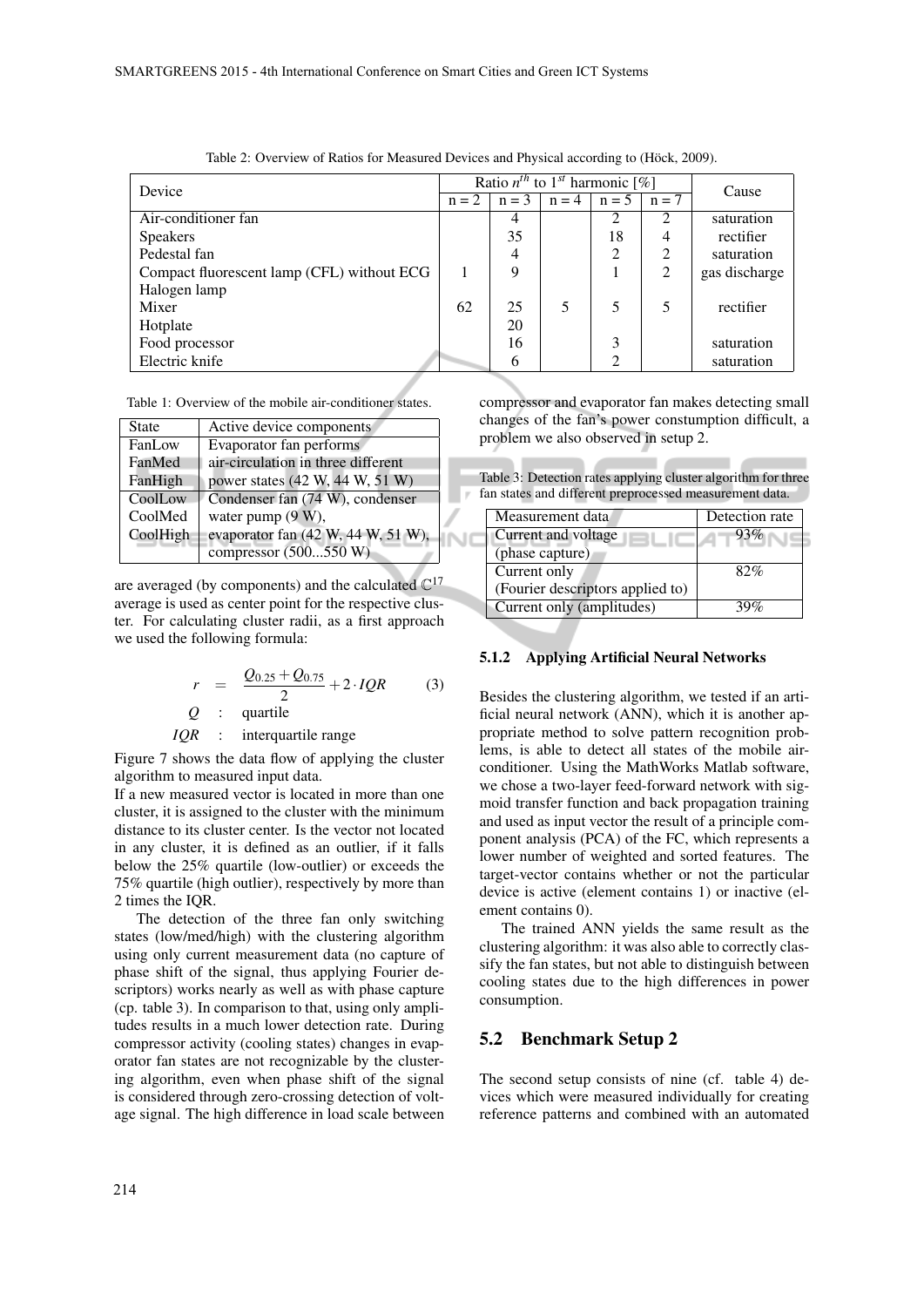Table 2: Overview of Ratios for Measured Devices and Physical according to (Höck, 2009).

| Device | Ratio $n^{th}$ to $1^{st}$ harmonic [%] | | | | | Cause |
|---|---|---|---|---|---|---|
| | n = 2 | n = 3 | n = 4 | n = 5 | n = 7 | |
| Air-conditioner fan | | 4 | | 2 | 2 | saturation |
| Speakers | | 35 | | 18 | 4 | rectifier |
| Pedestal fan | | 4 | | 2 | 2 | saturation |
| Compact fluorescent lamp (CFL) without ECG | 1 | 9 | | 1 | 2 | gas discharge |
| Halogen lamp | | | | | | |
| Mixer | 62 | 25 | 5 | 5 | 5 | rectifier |
| Hotplate | | 20 | | | | |
| Food processor | | 16 | | 3 | | saturation |
| Electric knife | | 6 | | 2 | | saturation |

Table 1: Overview of the mobile air-conditioner states.

| State | Active device components |
|---|---|
| FanLow<br>FanMed<br>FanHigh | Evaporator fan performs air-circulation in three different power states (42 W, 44 W, 51 W) |
| CoolLow<br>CoolMed<br>CoolHigh | Condenser fan (74 W), condenser water pump (9 W), evaporator fan (42 W, 44 W, 51 W), compressor (500...550 W) |

are averaged (by components) and the calculated $\mathbb{C}^{17}$ average is used as center point for the respective cluster. For calculating cluster radii, as a first approach we used the following formula:

$$r = \frac{Q_{0.25} + Q_{0.75}}{2} + 2 \cdot IQR \tag{3}$$

$Q$ : quartile

$IQR$ : interquartile range

Figure 7 shows the data flow of applying the cluster algorithm to measured input data.

If a new measured vector is located in more than one cluster, it is assigned to the cluster with the minimum distance to its cluster center. Is the vector not located in any cluster, it is defined as an outlier, if it falls below the 25% quartile (low-outlier) or exceeds the 75% quartile (high outlier), respectively by more than 2 times the IQR.

The detection of the three fan only switching states (low/med/high) with the clustering algorithm using only current measurement data (no capture of phase shift of the signal, thus applying Fourier descriptors) works nearly as well as with phase capture (cp. table 3). In comparison to that, using only amplitudes results in a much lower detection rate. During compressor activity (cooling states) changes in evaporator fan states are not recognizable by the clustering algorithm, even when phase shift of the signal is considered through zero-crossing detection of voltage signal. The high difference in load scale between compressor and evaporator fan makes detecting small changes of the fan's power constumption difficult, a problem we also observed in setup 2.

Table 3: Detection rates applying cluster algorithm for three fan states and different preprocessed measurement data.

| Measurement data | Detection rate |
|---|---|
| Current and voltage (phase capture) | 93% |
| Current only (Fourier descriptors applied to) | 82% |
| Current only (amplitudes) | 39% |

#### 5.1.2 Applying Artificial Neural Networks

Besides the clustering algorithm, we tested if an artificial neural network (ANN), which it is another appropriate method to solve pattern recognition problems, is able to detect all states of the mobile air-conditioner. Using the MathWorks Matlab software, we chose a two-layer feed-forward network with sigmoid transfer function and back propagation training and used as input vector the result of a principle component analysis (PCA) of the FC, which represents a lower number of weighted and sorted features. The target-vector contains whether or not the particular device is active (element contains 1) or inactive (element contains 0).

The trained ANN yields the same result as the clustering algorithm: it was also able to correctly classify the fan states, but not able to distinguish between cooling states due to the high differences in power consumption.

### 5.2 Benchmark Setup 2

The second setup consists of nine (cf. table 4) devices which were measured individually for creating reference patterns and combined with an automated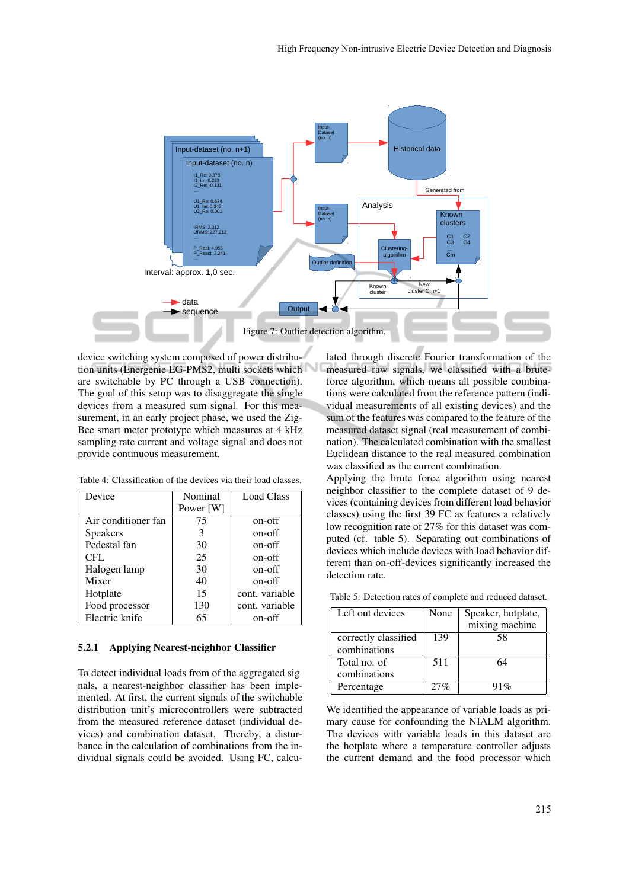Figure 7: Outlier detection algorithm.

device switching system composed of power distribution units (Energenie EG-PMS2, multi sockets which are switchable by PC through a USB connection). The goal of this setup was to disaggregate the single devices from a measured sum signal. For this measurement, in an early project phase, we used the ZigBee smart meter prototype which measures at 4 kHz sampling rate current and voltage signal and does not provide continuous measurement.

Table 4: Classification of the devices via their load classes.

| Device | Nominal Power [W] | Load Class |
|---|---|---|
| Air conditioner fan | 75 | on-off |
| Speakers | 3 | on-off |
| Pedestal fan | 30 | on-off |
| CFL | 25 | on-off |
| Halogen lamp | 30 | on-off |
| Mixer | 40 | on-off |
| Hotplate | 15 | cont. variable |
| Food processor | 130 | cont. variable |
| Electric knife | 65 | on-off |

### 5.2.1 Applying Nearest-neighbor Classifier

To detect individual loads from of the aggregated sig nals, a nearest-neighbor classifier has been implemented. At first, the current signals of the switchable distribution unit's microcontrollers were subtracted from the measured reference dataset (individual devices) and combination dataset. Thereby, a disturbance in the calculation of combinations from the individual signals could be avoided. Using FC, calculated through discrete Fourier transformation of the measured raw signals, we classified with a brute-force algorithm, which means all possible combinations were calculated from the reference pattern (individual measurements of all existing devices) and the sum of the features was compared to the feature of the measured dataset signal (real measurement of combination). The calculated combination with the smallest Euclidean distance to the real measured combination was classified as the current combination.
Applying the brute force algorithm using nearest neighbor classifier to the complete dataset of 9 devices (containing devices from different load behavior classes) using the first 39 FC as features a relatively low recognition rate of 27% for this dataset was computed (cf. table 5). Separating out combinations of devices which include devices with load behavior different than on-off-devices significantly increased the detection rate.

Table 5: Detection rates of complete and reduced dataset.

| Left out devices | None | Speaker, hotplate, mixing machine |
|---|---|---|
| correctly classified combinations | 139 | 58 |
| Total no. of combinations | 511 | 64 |
| Percentage | 27% | 91% |

We identified the appearance of variable loads as primary cause for confounding the NIALM algorithm. The devices with variable loads in this dataset are the hotplate where a temperature controller adjusts the current demand and the food processor which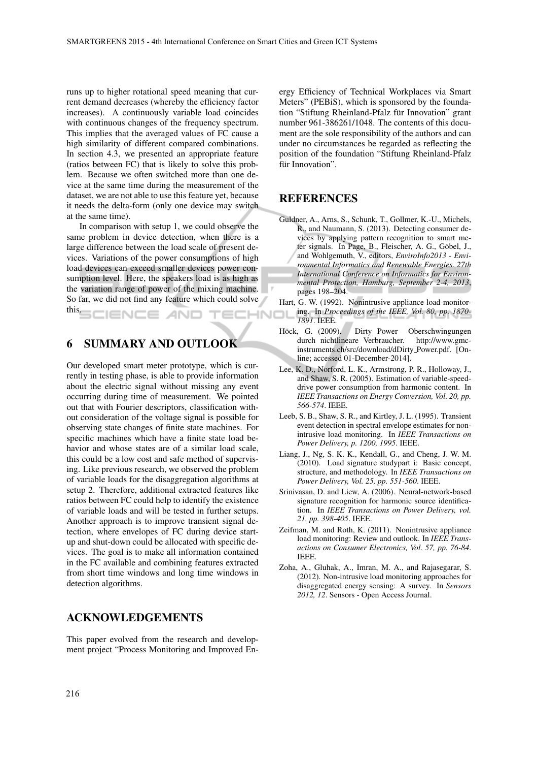runs up to higher rotational speed meaning that current demand decreases (whereby the efficiency factor increases). A continuously variable load coincides with continuous changes of the frequency spectrum. This implies that the averaged values of FC cause a high similarity of different compared combinations. In section 4.3, we presented an appropriate feature (ratios between FC) that is likely to solve this problem. Because we often switched more than one device at the same time during the measurement of the dataset, we are not able to use this feature yet, because it needs the delta-form (only one device may switch at the same time).

In comparison with setup 1, we could observe the same problem in device detection, when there is a large difference between the load scale of present devices. Variations of the power consumptions of high load devices can exceed smaller devices power consumption level. Here, the speakers load is as high as the variation range of power of the mixing machine. So far, we did not find any feature which could solve this.

## 6 SUMMARY AND OUTLOOK

Our developed smart meter prototype, which is currently in testing phase, is able to provide information about the electric signal without missing any event occurring during time of measurement. We pointed out that with Fourier descriptors, classification without consideration of the voltage signal is possible for observing state changes of finite state machines. For specific machines which have a finite state load behavior and whose states are of a similar load scale, this could be a low cost and safe method of supervising. Like previous research, we observed the problem of variable loads for the disaggregation algorithms at setup 2. Therefore, additional extracted features like ratios between FC could help to identify the existence of variable loads and will be tested in further setups. Another approach is to improve transient signal detection, where envelopes of FC during device start-up and shut-down could be allocated with specific devices. The goal is to make all information contained in the FC available and combining features extracted from short time windows and long time windows in detection algorithms.

## ACKNOWLEDGEMENTS

This paper evolved from the research and development project "Process Monitoring and Improved Energy Efficiency of Technical Workplaces via Smart Meters" (PEBiS), which is sponsored by the foundation "Stiftung Rheinland-Pfalz für Innovation" grant number 961-386261/1048. The contents of this document are the sole responsibility of the authors and can under no circumstances be regarded as reflecting the position of the foundation "Stiftung Rheinland-Pfalz für Innovation".

## REFERENCES

Guldner, A., Arns, S., Schunk, T., Gollmer, K.-U., Michels, R., and Naumann, S. (2013). Detecting consumer devices by applying pattern recognition to smart meter signals. In Page, B., Fleischer, A. G., Göbel, J., and Wohlgemuth, V., editors, *EnviroInfo2013 - Environmental Informatics and Renewable Energies. 27th International Conference on Informatics for Environmental Protection, Hamburg, September 2-4, 2013*, pages 198–204.

Hart, G. W. (1992). Nonintrusive appliance load monitoring. In *Proceedings of the IEEE, Vol. 80, pp. 1870-1891*. IEEE.

Höck, G. (2009). Dirty Power Oberschwingungen durch nichtlineare Verbraucher. http://www.gmc-instruments.ch/src/download/dDirty_Power.pdf. [Online; accessed 01-December-2014].

Lee, K. D., Norford, L. K., Armstrong, P. R., Holloway, J., and Shaw, S. R. (2005). Estimation of variable-speed-drive power consumption from harmonic content. In *IEEE Transactions on Energy Conversion, Vol. 20, pp. 566-574*. IEEE.

Leeb, S. B., Shaw, S. R., and Kirtley, J. L. (1995). Transient event detection in spectral envelope estimates for nonintrusive load monitoring. In *IEEE Transactions on Power Delivery, p. 1200, 1995*. IEEE.

Liang, J., Ng, S. K. K., Kendall, G., and Cheng, J. W. M. (2010). Load signature studypart i: Basic concept, structure, and methodology. In *IEEE Transactions on Power Delivery, Vol. 25, pp. 551-560*. IEEE.

Srinivasan, D. and Liew, A. (2006). Neural-network-based signature recognition for harmonic source identification. In *IEEE Transactions on Power Delivery, vol. 21, pp. 398-405*. IEEE.

Zeifman, M. and Roth, K. (2011). Nonintrusive appliance load monitoring: Review and outlook. In *IEEE Transactions on Consumer Electronics, Vol. 57, pp. 76-84*. IEEE.

Zoha, A., Gluhak, A., Imran, M. A., and Rajasegarar, S. (2012). Non-intrusive load monitoring approaches for disaggregated energy sensing: A survey. In *Sensors 2012, 12*. Sensors - Open Access Journal.